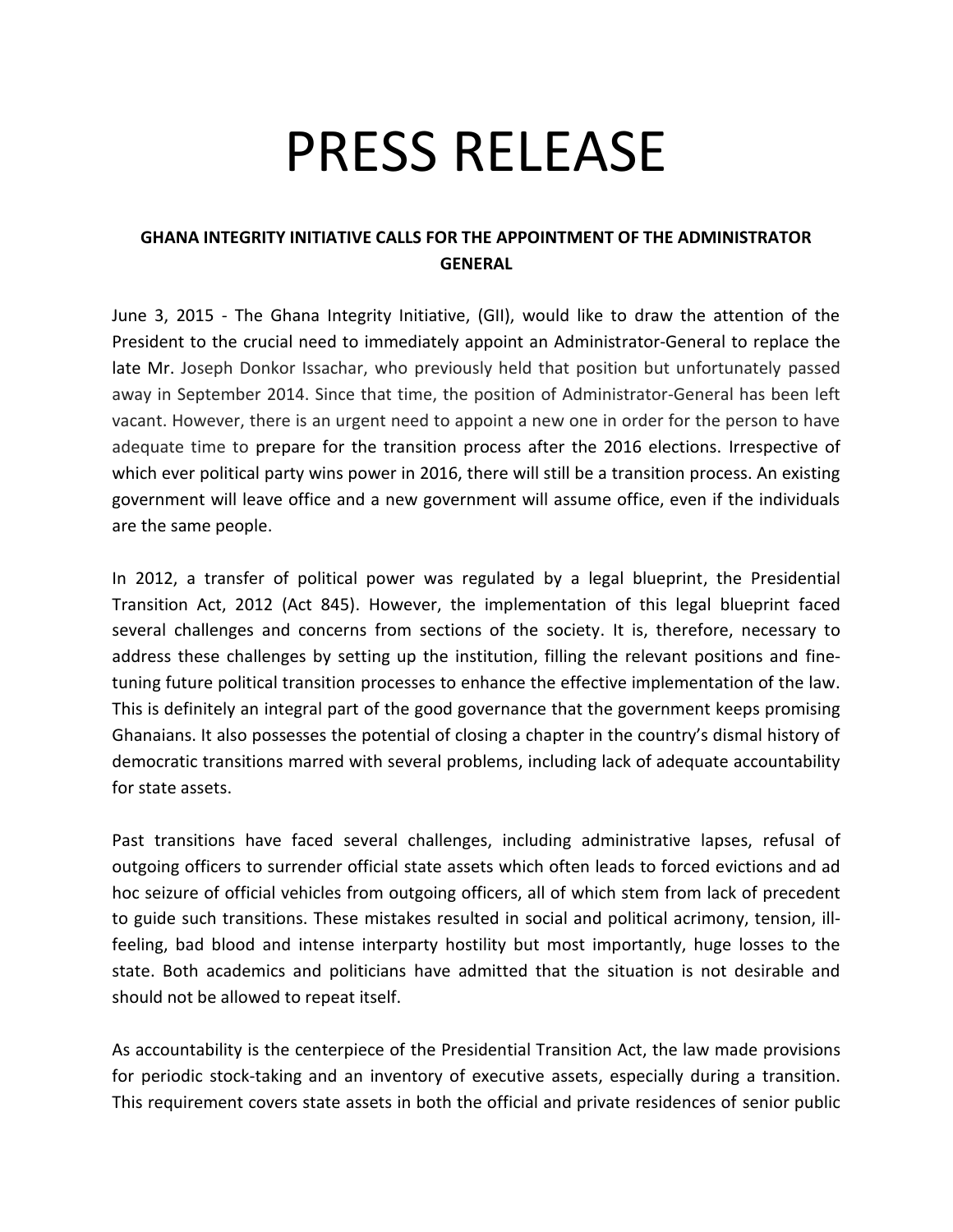# PRESS RELEASE

**GHANA INTEGRITY INITIATIVE CALLS FOR THE APPOINTMENT OF THE ADMINISTRATOR GENERAL**

June 3, 2015 - The Ghana Integrity Initiative, (GII), would like to draw the attention of the President to the crucial need to immediately appoint an Administrator-General to replace the late Mr. Joseph Donkor Issachar, who previously held that position but unfortunately passed away in September 2014. Since that time, the position of Administrator-General has been left vacant. However, there is an urgent need to appoint a new one in order for the person to have adequate time to prepare for the transition process after the 2016 elections. Irrespective of which ever political party wins power in 2016, there will still be a transition process. An existing government will leave office and a new government will assume office, even if the individuals are the same people.

In 2012, a transfer of political power was regulated by a legal blueprint, the Presidential Transition Act, 2012 (Act 845). However, the implementation of this legal blueprint faced several challenges and concerns from sections of the society. It is, therefore, necessary to address these challenges by setting up the institution, filling the relevant positions and fine-tuning future political transition processes to enhance the effective implementation of the law. This is definitely an integral part of the good governance that the government keeps promising Ghanaians. It also possesses the potential of closing a chapter in the country's dismal history of democratic transitions marred with several problems, including lack of adequate accountability for state assets.

Past transitions have faced several challenges, including administrative lapses, refusal of outgoing officers to surrender official state assets which often leads to forced evictions and ad hoc seizure of official vehicles from outgoing officers, all of which stem from lack of precedent to guide such transitions. These mistakes resulted in social and political acrimony, tension, ill-feeling, bad blood and intense interparty hostility but most importantly, huge losses to the state. Both academics and politicians have admitted that the situation is not desirable and should not be allowed to repeat itself.

As accountability is the centerpiece of the Presidential Transition Act, the law made provisions for periodic stock-taking and an inventory of executive assets, especially during a transition. This requirement covers state assets in both the official and private residences of senior public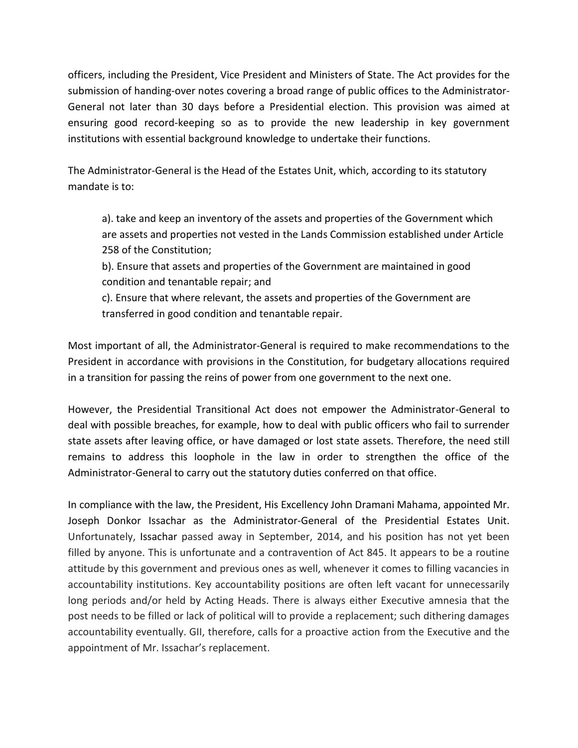officers, including the President, Vice President and Ministers of State. The Act provides for the submission of handing-over notes covering a broad range of public offices to the Administrator-General not later than 30 days before a Presidential election. This provision was aimed at ensuring good record-keeping so as to provide the new leadership in key government institutions with essential background knowledge to undertake their functions.

The Administrator-General is the Head of the Estates Unit, which, according to its statutory mandate is to:

> a). take and keep an inventory of the assets and properties of the Government which are assets and properties not vested in the Lands Commission established under Article 258 of the Constitution;
>
> b). Ensure that assets and properties of the Government are maintained in good condition and tenantable repair; and
>
> c). Ensure that where relevant, the assets and properties of the Government are transferred in good condition and tenantable repair.

Most important of all, the Administrator-General is required to make recommendations to the President in accordance with provisions in the Constitution, for budgetary allocations required in a transition for passing the reins of power from one government to the next one.

However, the Presidential Transitional Act does not empower the Administrator-General to deal with possible breaches, for example, how to deal with public officers who fail to surrender state assets after leaving office, or have damaged or lost state assets. Therefore, the need still remains to address this loophole in the law in order to strengthen the office of the Administrator-General to carry out the statutory duties conferred on that office.

In compliance with the law, the President, His Excellency John Dramani Mahama, appointed Mr. Joseph Donkor Issachar as the Administrator-General of the Presidential Estates Unit. Unfortunately, Issachar passed away in September, 2014, and his position has not yet been filled by anyone. This is unfortunate and a contravention of Act 845. It appears to be a routine attitude by this government and previous ones as well, whenever it comes to filling vacancies in accountability institutions. Key accountability positions are often left vacant for unnecessarily long periods and/or held by Acting Heads. There is always either Executive amnesia that the post needs to be filled or lack of political will to provide a replacement; such dithering damages accountability eventually. GII, therefore, calls for a proactive action from the Executive and the appointment of Mr. Issachar's replacement.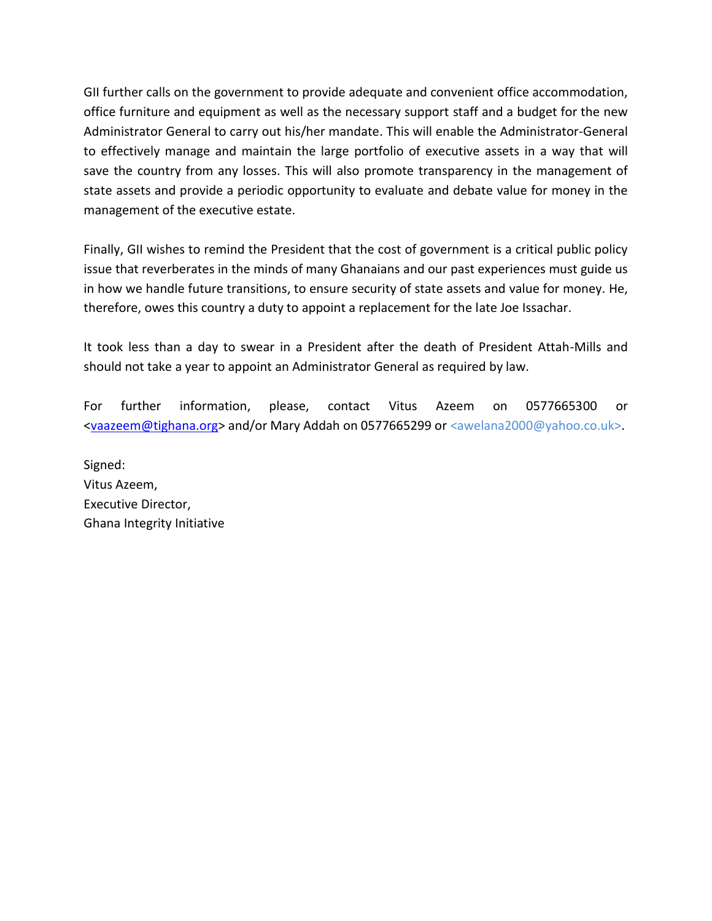GII further calls on the government to provide adequate and convenient office accommodation, office furniture and equipment as well as the necessary support staff and a budget for the new Administrator General to carry out his/her mandate. This will enable the Administrator-General to effectively manage and maintain the large portfolio of executive assets in a way that will save the country from any losses. This will also promote transparency in the management of state assets and provide a periodic opportunity to evaluate and debate value for money in the management of the executive estate.

Finally, GII wishes to remind the President that the cost of government is a critical public policy issue that reverberates in the minds of many Ghanaians and our past experiences must guide us in how we handle future transitions, to ensure security of state assets and value for money. He, therefore, owes this country a duty to appoint a replacement for the late Joe Issachar.

It took less than a day to swear in a President after the death of President Attah-Mills and should not take a year to appoint an Administrator General as required by law.

For further information, please, contact Vitus Azeem on 0577665300 or <vaazeem@tighana.org> and/or Mary Addah on 0577665299 or <awelana2000@yahoo.co.uk>.

Signed:
Vitus Azeem,
Executive Director,
Ghana Integrity Initiative